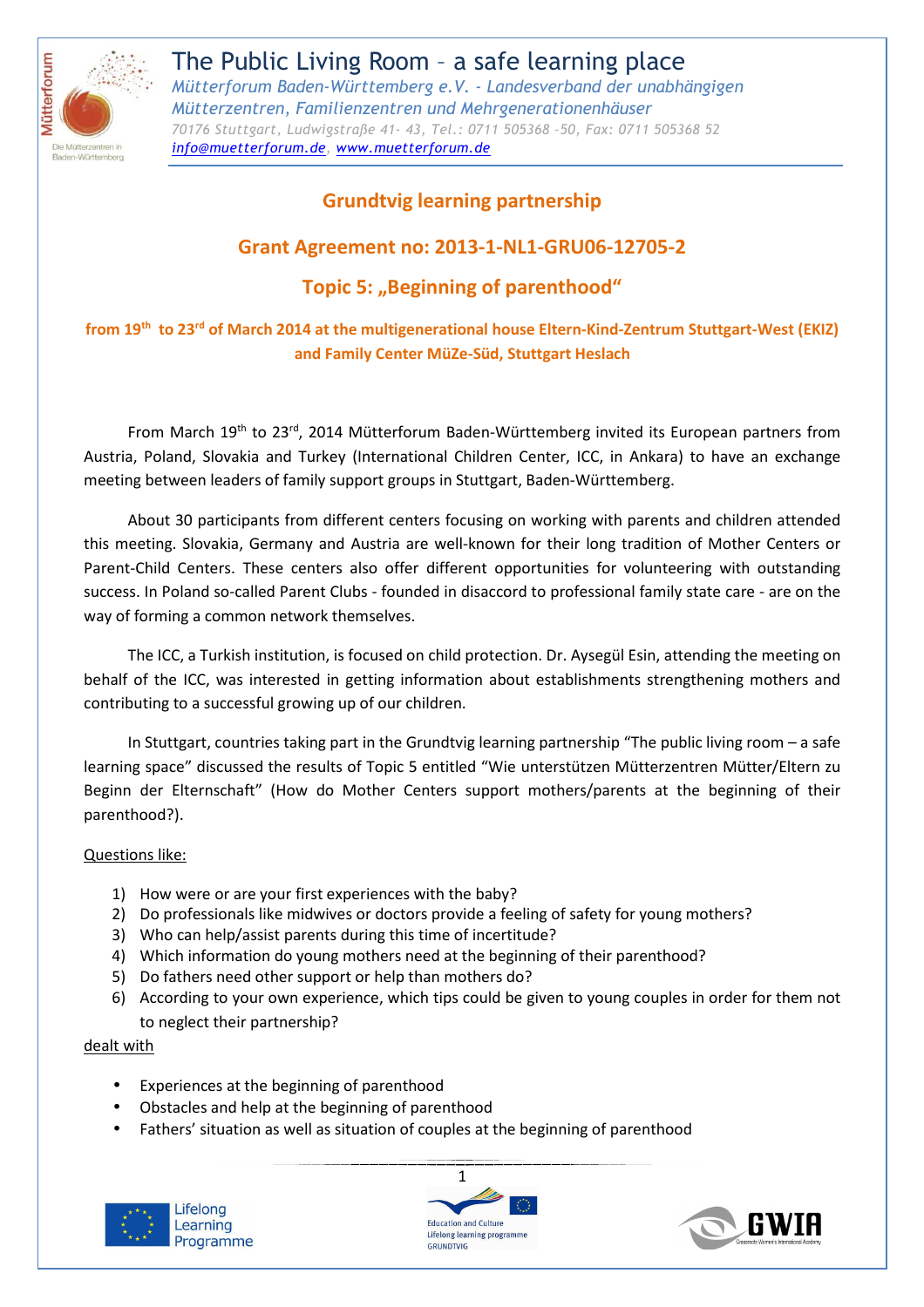# The Public Living Room – a safe learning place

*Mütterforum Baden-Württemberg e.V. - Landesverband der unabhängigen Mütterzentren, Familienzentren und Mehrgenerationenhäuser*

*70176 Stuttgart, Ludwigstraße 41- 43, Tel.: 0711 505368 -50, Fax: 0711 505368 52*

*info@muetterforum.de, www.muetterforum.de*

## Grundtvig learning partnership

## Grant Agreement no: 2013-1-NL1-GRU06-12705-2

## Topic 5: „Beginning of parenthood“

**from 19th to 23rd of March 2014 at the multigenerational house Eltern-Kind-Zentrum Stuttgart-West (EKIZ) and Family Center MüZe-Süd, Stuttgart Heslach**

From March 19th to 23rd, 2014 Mütterforum Baden-Württemberg invited its European partners from Austria, Poland, Slovakia and Turkey (International Children Center, ICC, in Ankara) to have an exchange meeting between leaders of family support groups in Stuttgart, Baden-Württemberg.

About 30 participants from different centers focusing on working with parents and children attended this meeting. Slovakia, Germany and Austria are well-known for their long tradition of Mother Centers or Parent-Child Centers. These centers also offer different opportunities for volunteering with outstanding success. In Poland so-called Parent Clubs - founded in disaccord to professional family state care - are on the way of forming a common network themselves.

The ICC, a Turkish institution, is focused on child protection. Dr. Aysegül Esin, attending the meeting on behalf of the ICC, was interested in getting information about establishments strengthening mothers and contributing to a successful growing up of our children.

In Stuttgart, countries taking part in the Grundtvig learning partnership "The public living room – a safe learning space" discussed the results of Topic 5 entitled "Wie unterstützen Mütterzentren Mütter/Eltern zu Beginn der Elternschaft" (How do Mother Centers support mothers/parents at the beginning of their parenthood?).

Questions like:

1) How were or are your first experiences with the baby?
2) Do professionals like midwives or doctors provide a feeling of safety for young mothers?
3) Who can help/assist parents during this time of incertitude?
4) Which information do young mothers need at the beginning of their parenthood?
5) Do fathers need other support or help than mothers do?
6) According to your own experience, which tips could be given to young couples in order for them not to neglect their partnership?

dealt with

- Experiences at the beginning of parenthood
- Obstacles and help at the beginning of parenthood
- Fathers' situation as well as situation of couples at the beginning of parenthood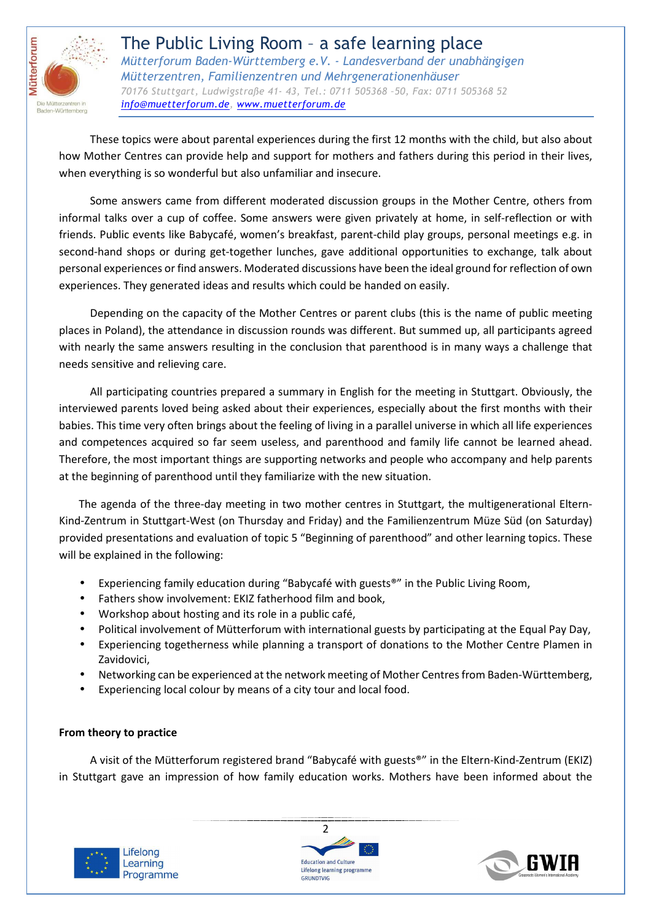These topics were about parental experiences during the first 12 months with the child, but also about how Mother Centres can provide help and support for mothers and fathers during this period in their lives, when everything is so wonderful but also unfamiliar and insecure.

Some answers came from different moderated discussion groups in the Mother Centre, others from informal talks over a cup of coffee. Some answers were given privately at home, in self-reflection or with friends. Public events like Babycafé, women's breakfast, parent-child play groups, personal meetings e.g. in second-hand shops or during get-together lunches, gave additional opportunities to exchange, talk about personal experiences or find answers. Moderated discussions have been the ideal ground for reflection of own experiences. They generated ideas and results which could be handed on easily.

Depending on the capacity of the Mother Centres or parent clubs (this is the name of public meeting places in Poland), the attendance in discussion rounds was different. But summed up, all participants agreed with nearly the same answers resulting in the conclusion that parenthood is in many ways a challenge that needs sensitive and relieving care.

All participating countries prepared a summary in English for the meeting in Stuttgart. Obviously, the interviewed parents loved being asked about their experiences, especially about the first months with their babies. This time very often brings about the feeling of living in a parallel universe in which all life experiences and competences acquired so far seem useless, and parenthood and family life cannot be learned ahead. Therefore, the most important things are supporting networks and people who accompany and help parents at the beginning of parenthood until they familiarize with the new situation.

The agenda of the three-day meeting in two mother centres in Stuttgart, the multigenerational Eltern-Kind-Zentrum in Stuttgart-West (on Thursday and Friday) and the Familienzentrum Müze Süd (on Saturday) provided presentations and evaluation of topic 5 "Beginning of parenthood" and other learning topics. These will be explained in the following:

- Experiencing family education during "Babycafé with guests®" in the Public Living Room,
- Fathers show involvement: EKIZ fatherhood film and book,
- Workshop about hosting and its role in a public café,
- Political involvement of Mütterforum with international guests by participating at the Equal Pay Day,
- Experiencing togetherness while planning a transport of donations to the Mother Centre Plamen in Zavidovici,
- Networking can be experienced at the network meeting of Mother Centres from Baden-Württemberg,
- Experiencing local colour by means of a city tour and local food.

**From theory to practice**

A visit of the Mütterforum registered brand "Babycafé with guests®" in the Eltern-Kind-Zentrum (EKIZ) in Stuttgart gave an impression of how family education works. Mothers have been informed about the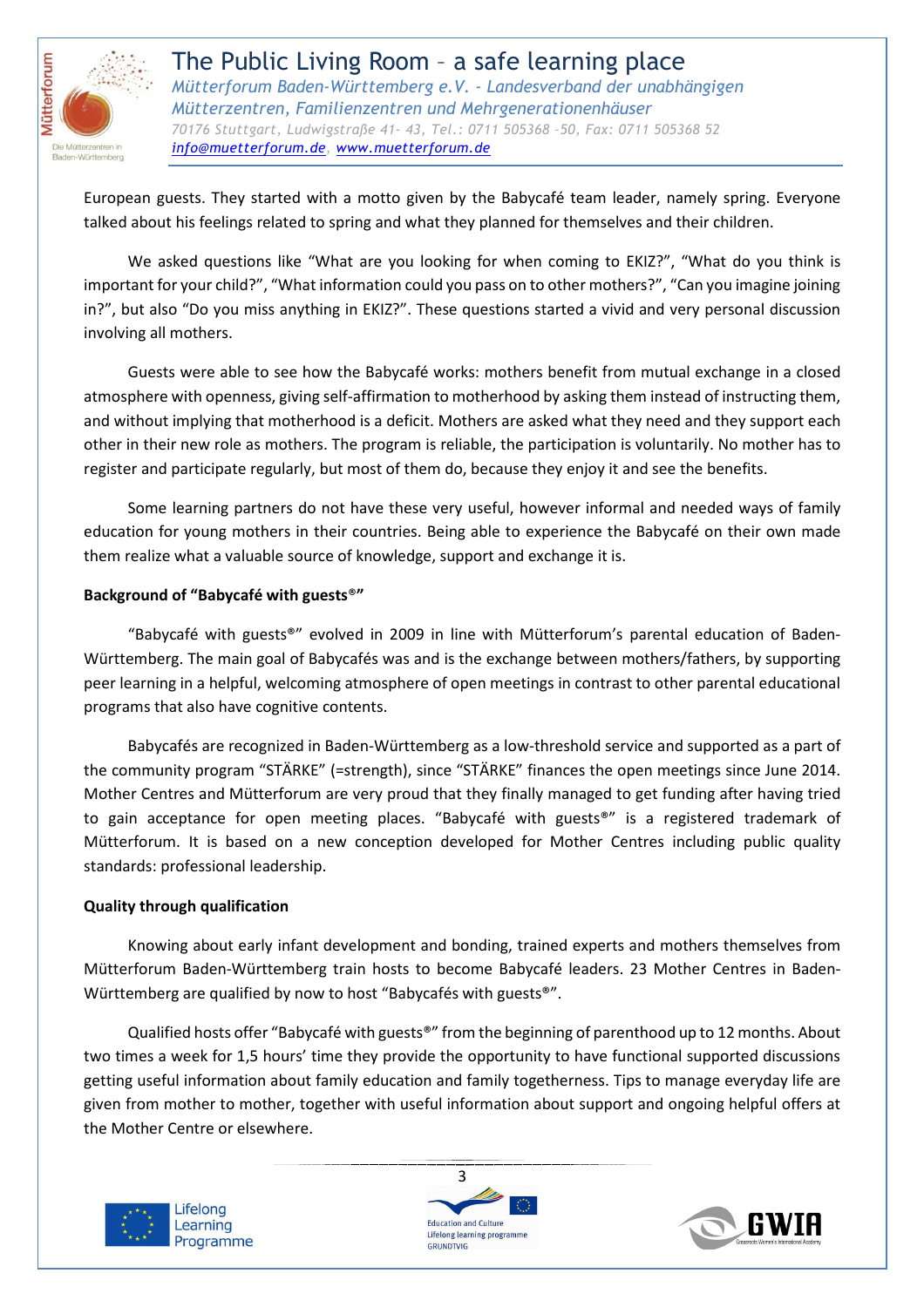European guests. They started with a motto given by the Babycafé team leader, namely spring. Everyone talked about his feelings related to spring and what they planned for themselves and their children.

We asked questions like "What are you looking for when coming to EKIZ?", "What do you think is important for your child?", "What information could you pass on to other mothers?", "Can you imagine joining in?", but also "Do you miss anything in EKIZ?". These questions started a vivid and very personal discussion involving all mothers.

Guests were able to see how the Babycafé works: mothers benefit from mutual exchange in a closed atmosphere with openness, giving self-affirmation to motherhood by asking them instead of instructing them, and without implying that motherhood is a deficit. Mothers are asked what they need and they support each other in their new role as mothers. The program is reliable, the participation is voluntarily. No mother has to register and participate regularly, but most of them do, because they enjoy it and see the benefits.

Some learning partners do not have these very useful, however informal and needed ways of family education for young mothers in their countries. Being able to experience the Babycafé on their own made them realize what a valuable source of knowledge, support and exchange it is.

**Background of "Babycafé with guests®"**

"Babycafé with guests®" evolved in 2009 in line with Mütterforum's parental education of Baden-Württemberg. The main goal of Babycafés was and is the exchange between mothers/fathers, by supporting peer learning in a helpful, welcoming atmosphere of open meetings in contrast to other parental educational programs that also have cognitive contents.

Babycafés are recognized in Baden-Württemberg as a low-threshold service and supported as a part of the community program "STÄRKE" (=strength), since "STÄRKE" finances the open meetings since June 2014. Mother Centres and Mütterforum are very proud that they finally managed to get funding after having tried to gain acceptance for open meeting places. "Babycafé with guests®" is a registered trademark of Mütterforum. It is based on a new conception developed for Mother Centres including public quality standards: professional leadership.

**Quality through qualification**

Knowing about early infant development and bonding, trained experts and mothers themselves from Mütterforum Baden-Württemberg train hosts to become Babycafé leaders. 23 Mother Centres in Baden-Württemberg are qualified by now to host "Babycafés with guests®".

Qualified hosts offer "Babycafé with guests®" from the beginning of parenthood up to 12 months. About two times a week for 1,5 hours' time they provide the opportunity to have functional supported discussions getting useful information about family education and family togetherness. Tips to manage everyday life are given from mother to mother, together with useful information about support and ongoing helpful offers at the Mother Centre or elsewhere.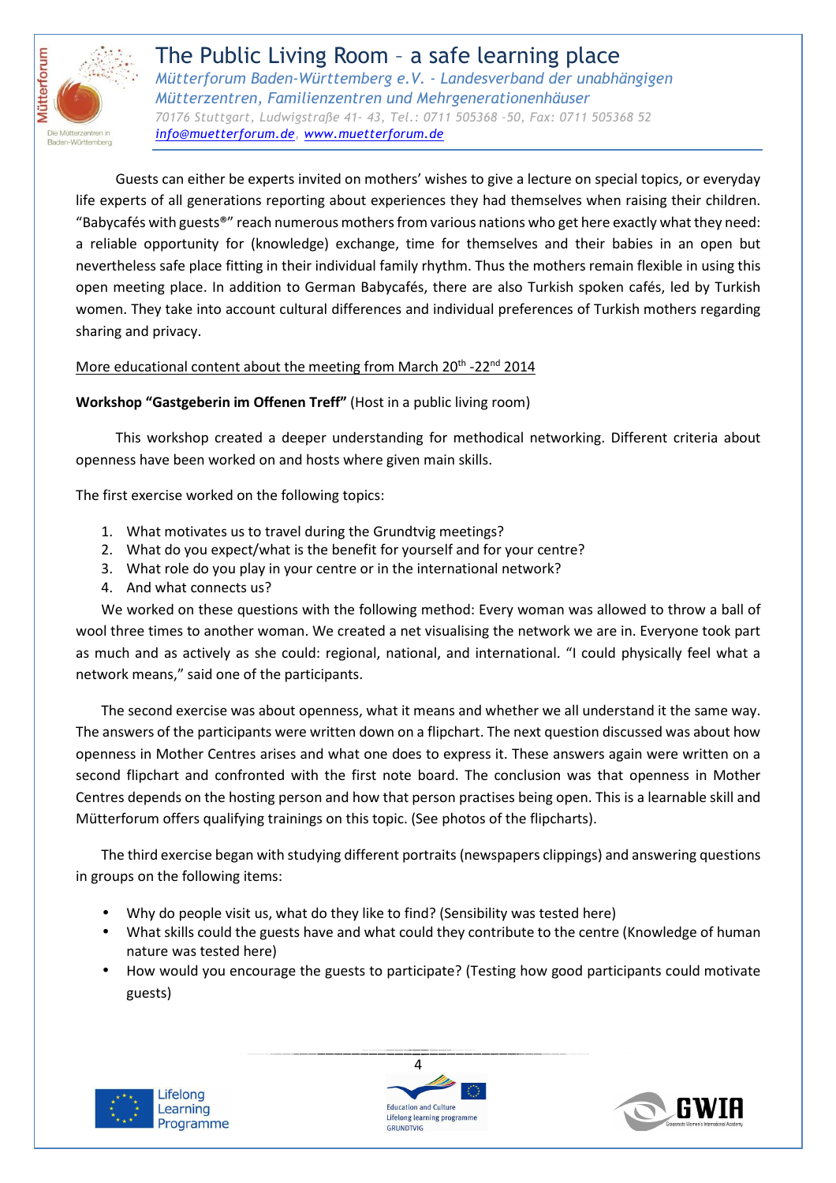Guests can either be experts invited on mothers' wishes to give a lecture on special topics, or everyday life experts of all generations reporting about experiences they had themselves when raising their children. "Babycafés with guests®" reach numerous mothers from various nations who get here exactly what they need: a reliable opportunity for (knowledge) exchange, time for themselves and their babies in an open but nevertheless safe place fitting in their individual family rhythm. Thus the mothers remain flexible in using this open meeting place. In addition to German Babycafés, there are also Turkish spoken cafés, led by Turkish women. They take into account cultural differences and individual preferences of Turkish mothers regarding sharing and privacy.

More educational content about the meeting from March 20th -22nd 2014

**Workshop "Gastgeberin im Offenen Treff"** (Host in a public living room)

This workshop created a deeper understanding for methodical networking. Different criteria about openness have been worked on and hosts where given main skills.

The first exercise worked on the following topics:

1. What motivates us to travel during the Grundtvig meetings?
2. What do you expect/what is the benefit for yourself and for your centre?
3. What role do you play in your centre or in the international network?
4. And what connects us?

We worked on these questions with the following method: Every woman was allowed to throw a ball of wool three times to another woman. We created a net visualising the network we are in. Everyone took part as much and as actively as she could: regional, national, and international. "I could physically feel what a network means," said one of the participants.

The second exercise was about openness, what it means and whether we all understand it the same way. The answers of the participants were written down on a flipchart. The next question discussed was about how openness in Mother Centres arises and what one does to express it. These answers again were written on a second flipchart and confronted with the first note board. The conclusion was that openness in Mother Centres depends on the hosting person and how that person practises being open. This is a learnable skill and Mütterforum offers qualifying trainings on this topic. (See photos of the flipcharts).

The third exercise began with studying different portraits (newspapers clippings) and answering questions in groups on the following items:

- Why do people visit us, what do they like to find? (Sensibility was tested here)
- What skills could the guests have and what could they contribute to the centre (Knowledge of human nature was tested here)
- How would you encourage the guests to participate? (Testing how good participants could motivate guests)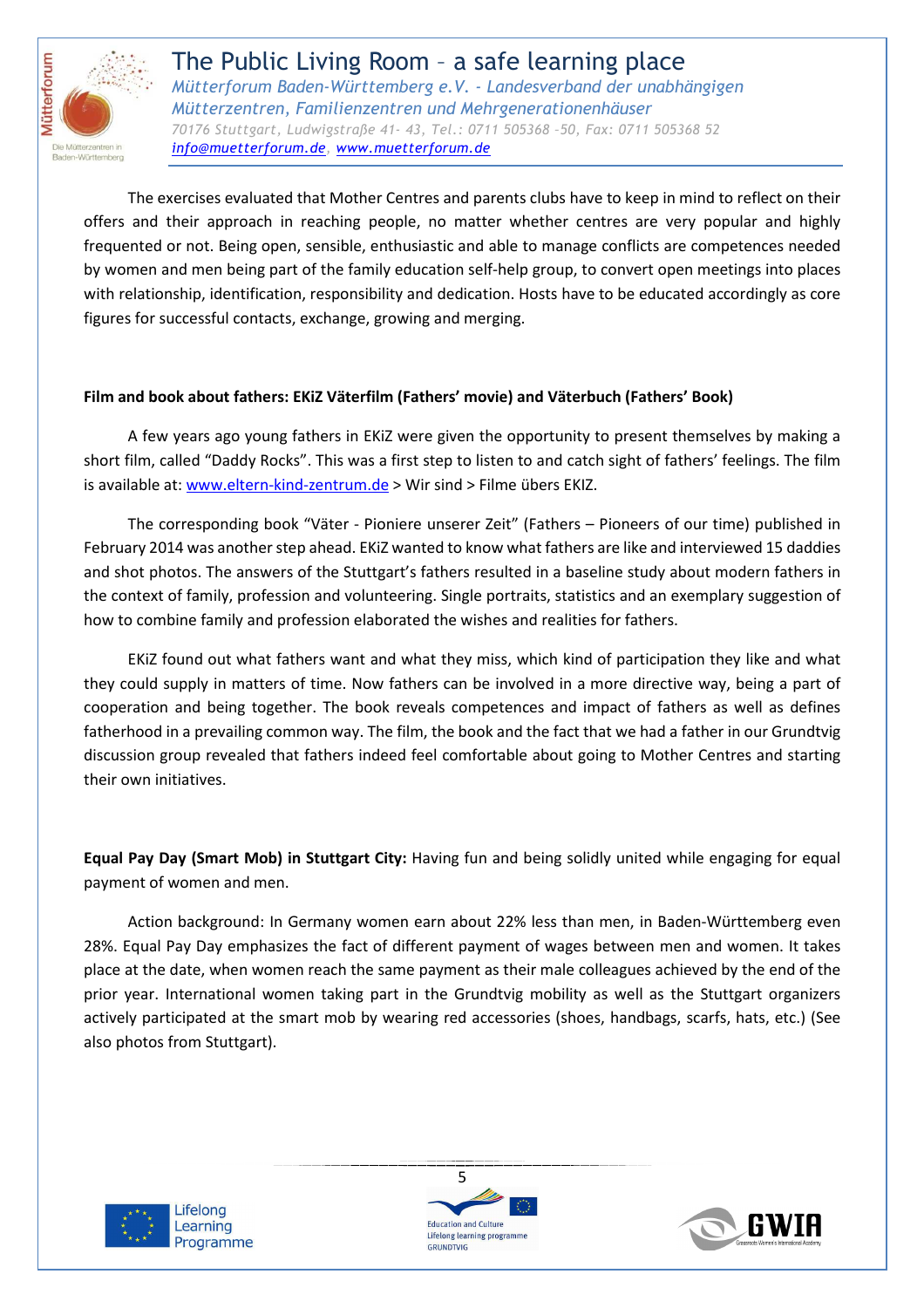The exercises evaluated that Mother Centres and parents clubs have to keep in mind to reflect on their offers and their approach in reaching people, no matter whether centres are very popular and highly frequented or not. Being open, sensible, enthusiastic and able to manage conflicts are competences needed by women and men being part of the family education self-help group, to convert open meetings into places with relationship, identification, responsibility and dedication. Hosts have to be educated accordingly as core figures for successful contacts, exchange, growing and merging.

**Film and book about fathers: EKiZ Väterfilm (Fathers' movie) and Väterbuch (Fathers' Book)**

A few years ago young fathers in EKiZ were given the opportunity to present themselves by making a short film, called "Daddy Rocks". This was a first step to listen to and catch sight of fathers' feelings. The film is available at: www.eltern-kind-zentrum.de > Wir sind > Filme übers EKIZ.

The corresponding book "Väter - Pioniere unserer Zeit" (Fathers – Pioneers of our time) published in February 2014 was another step ahead. EKiZ wanted to know what fathers are like and interviewed 15 daddies and shot photos. The answers of the Stuttgart's fathers resulted in a baseline study about modern fathers in the context of family, profession and volunteering. Single portraits, statistics and an exemplary suggestion of how to combine family and profession elaborated the wishes and realities for fathers.

EKiZ found out what fathers want and what they miss, which kind of participation they like and what they could supply in matters of time. Now fathers can be involved in a more directive way, being a part of cooperation and being together. The book reveals competences and impact of fathers as well as defines fatherhood in a prevailing common way. The film, the book and the fact that we had a father in our Grundtvig discussion group revealed that fathers indeed feel comfortable about going to Mother Centres and starting their own initiatives.

**Equal Pay Day (Smart Mob) in Stuttgart City:** Having fun and being solidly united while engaging for equal payment of women and men.

Action background: In Germany women earn about 22% less than men, in Baden-Württemberg even 28%. Equal Pay Day emphasizes the fact of different payment of wages between men and women. It takes place at the date, when women reach the same payment as their male colleagues achieved by the end of the prior year. International women taking part in the Grundtvig mobility as well as the Stuttgart organizers actively participated at the smart mob by wearing red accessories (shoes, handbags, scarfs, hats, etc.) (See also photos from Stuttgart).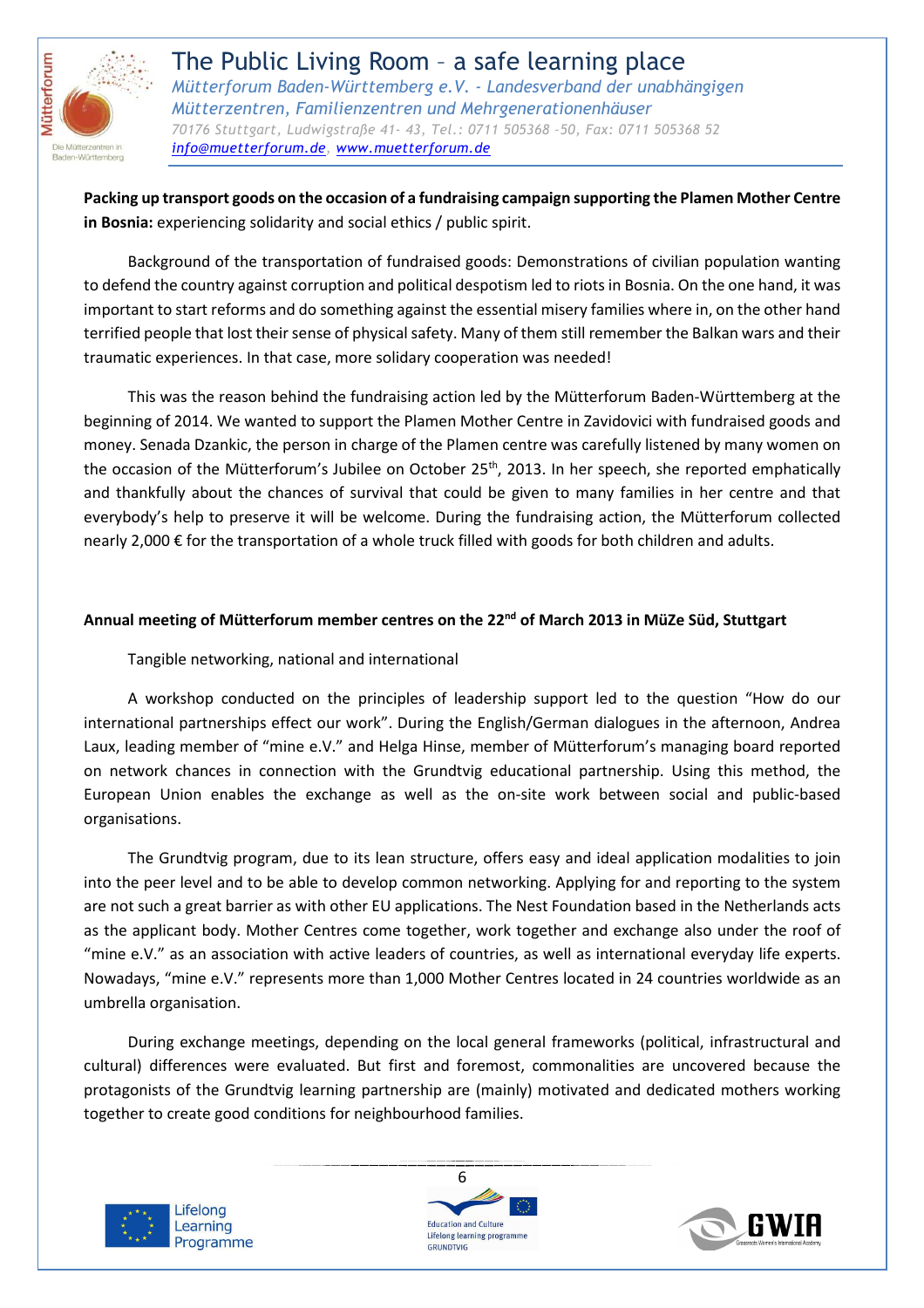**Packing up transport goods on the occasion of a fundraising campaign supporting the Plamen Mother Centre in Bosnia:** experiencing solidarity and social ethics / public spirit.

Background of the transportation of fundraised goods: Demonstrations of civilian population wanting to defend the country against corruption and political despotism led to riots in Bosnia. On the one hand, it was important to start reforms and do something against the essential misery families where in, on the other hand terrified people that lost their sense of physical safety. Many of them still remember the Balkan wars and their traumatic experiences. In that case, more solidary cooperation was needed!

This was the reason behind the fundraising action led by the Mütterforum Baden-Württemberg at the beginning of 2014. We wanted to support the Plamen Mother Centre in Zavidovici with fundraised goods and money. Senada Dzankic, the person in charge of the Plamen centre was carefully listened by many women on the occasion of the Mütterforum's Jubilee on October 25th, 2013. In her speech, she reported emphatically and thankfully about the chances of survival that could be given to many families in her centre and that everybody's help to preserve it will be welcome. During the fundraising action, the Mütterforum collected nearly 2,000 € for the transportation of a whole truck filled with goods for both children and adults.

**Annual meeting of Mütterforum member centres on the 22nd of March 2013 in MüZe Süd, Stuttgart**

Tangible networking, national and international

A workshop conducted on the principles of leadership support led to the question "How do our international partnerships effect our work". During the English/German dialogues in the afternoon, Andrea Laux, leading member of "mine e.V." and Helga Hinse, member of Mütterforum's managing board reported on network chances in connection with the Grundtvig educational partnership. Using this method, the European Union enables the exchange as well as the on-site work between social and public-based organisations.

The Grundtvig program, due to its lean structure, offers easy and ideal application modalities to join into the peer level and to be able to develop common networking. Applying for and reporting to the system are not such a great barrier as with other EU applications. The Nest Foundation based in the Netherlands acts as the applicant body. Mother Centres come together, work together and exchange also under the roof of "mine e.V." as an association with active leaders of countries, as well as international everyday life experts. Nowadays, "mine e.V." represents more than 1,000 Mother Centres located in 24 countries worldwide as an umbrella organisation.

During exchange meetings, depending on the local general frameworks (political, infrastructural and cultural) differences were evaluated. But first and foremost, commonalities are uncovered because the protagonists of the Grundtvig learning partnership are (mainly) motivated and dedicated mothers working together to create good conditions for neighbourhood families.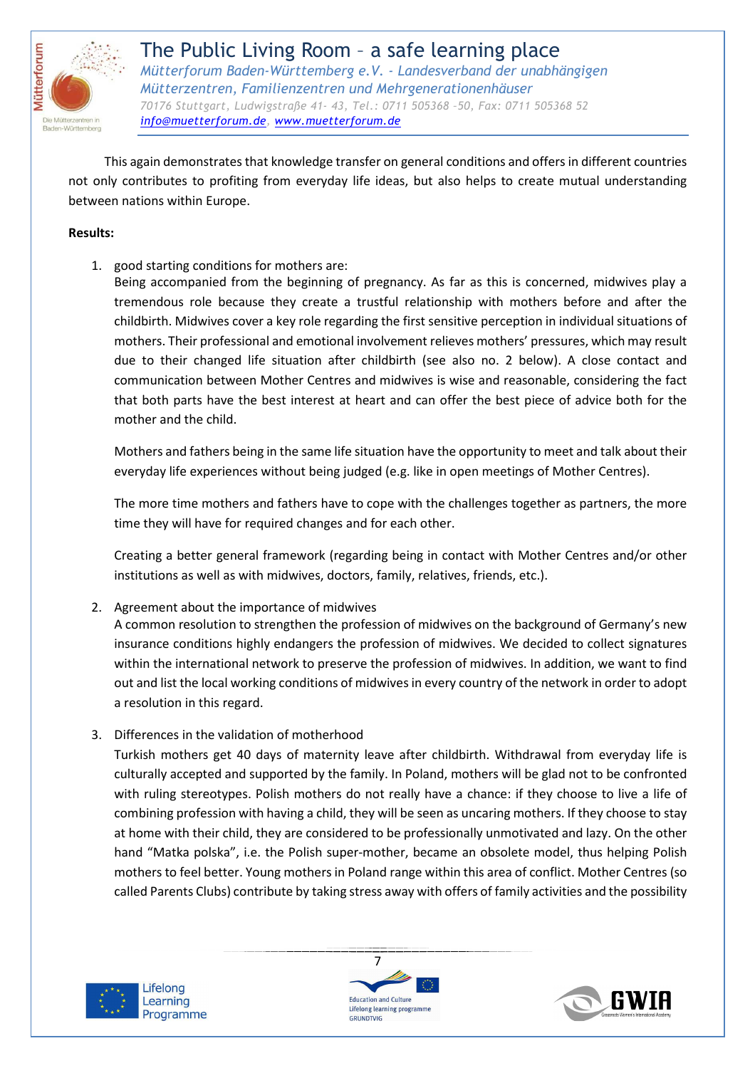This again demonstrates that knowledge transfer on general conditions and offers in different countries not only contributes to profiting from everyday life ideas, but also helps to create mutual understanding between nations within Europe.

**Results:**

1. good starting conditions for mothers are:
   Being accompanied from the beginning of pregnancy. As far as this is concerned, midwives play a tremendous role because they create a trustful relationship with mothers before and after the childbirth. Midwives cover a key role regarding the first sensitive perception in individual situations of mothers. Their professional and emotional involvement relieves mothers' pressures, which may result due to their changed life situation after childbirth (see also no. 2 below). A close contact and communication between Mother Centres and midwives is wise and reasonable, considering the fact that both parts have the best interest at heart and can offer the best piece of advice both for the mother and the child.

   Mothers and fathers being in the same life situation have the opportunity to meet and talk about their everyday life experiences without being judged (e.g. like in open meetings of Mother Centres).

   The more time mothers and fathers have to cope with the challenges together as partners, the more time they will have for required changes and for each other.

   Creating a better general framework (regarding being in contact with Mother Centres and/or other institutions as well as with midwives, doctors, family, relatives, friends, etc.).

2. Agreement about the importance of midwives
   A common resolution to strengthen the profession of midwives on the background of Germany's new insurance conditions highly endangers the profession of midwives. We decided to collect signatures within the international network to preserve the profession of midwives. In addition, we want to find out and list the local working conditions of midwives in every country of the network in order to adopt a resolution in this regard.

3. Differences in the validation of motherhood
   Turkish mothers get 40 days of maternity leave after childbirth. Withdrawal from everyday life is culturally accepted and supported by the family. In Poland, mothers will be glad not to be confronted with ruling stereotypes. Polish mothers do not really have a chance: if they choose to live a life of combining profession with having a child, they will be seen as uncaring mothers. If they choose to stay at home with their child, they are considered to be professionally unmotivated and lazy. On the other hand "Matka polska", i.e. the Polish super-mother, became an obsolete model, thus helping Polish mothers to feel better. Young mothers in Poland range within this area of conflict. Mother Centres (so called Parents Clubs) contribute by taking stress away with offers of family activities and the possibility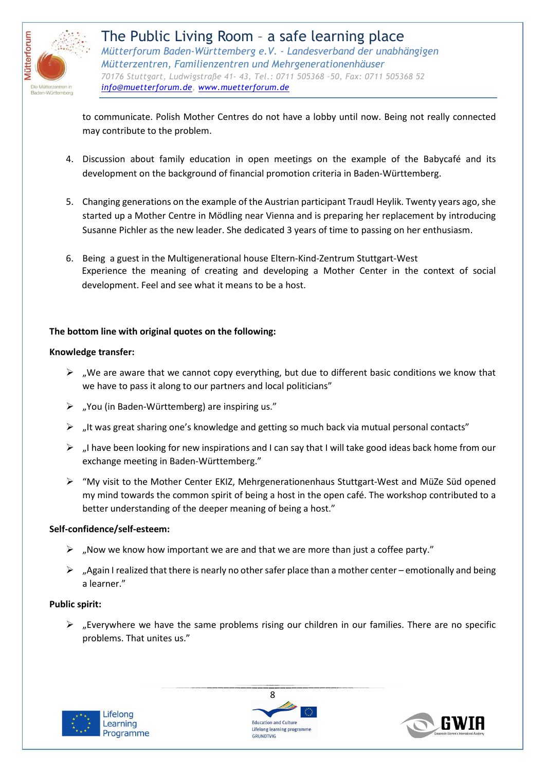to communicate. Polish Mother Centres do not have a lobby until now. Being not really connected may contribute to the problem.

4. Discussion about family education in open meetings on the example of the Babycafé and its development on the background of financial promotion criteria in Baden-Württemberg.

5. Changing generations on the example of the Austrian participant Traudl Heylik. Twenty years ago, she started up a Mother Centre in Mödling near Vienna and is preparing her replacement by introducing Susanne Pichler as the new leader. She dedicated 3 years of time to passing on her enthusiasm.

6. Being a guest in the Multigenerational house Eltern-Kind-Zentrum Stuttgart-West
   Experience the meaning of creating and developing a Mother Center in the context of social development. Feel and see what it means to be a host.

**The bottom line with original quotes on the following:**

**Knowledge transfer:**

- „We are aware that we cannot copy everything, but due to different basic conditions we know that we have to pass it along to our partners and local politicians"
- „You (in Baden-Württemberg) are inspiring us."
- „It was great sharing one's knowledge and getting so much back via mutual personal contacts"
- „I have been looking for new inspirations and I can say that I will take good ideas back home from our exchange meeting in Baden-Württemberg."
- "My visit to the Mother Center EKIZ, Mehrgenerationenhaus Stuttgart-West and MüZe Süd opened my mind towards the common spirit of being a host in the open café. The workshop contributed to a better understanding of the deeper meaning of being a host."

**Self-confidence/self-esteem:**

- „Now we know how important we are and that we are more than just a coffee party."
- „Again I realized that there is nearly no other safer place than a mother center – emotionally and being a learner."

**Public spirit:**

- „Everywhere we have the same problems rising our children in our families. There are no specific problems. That unites us."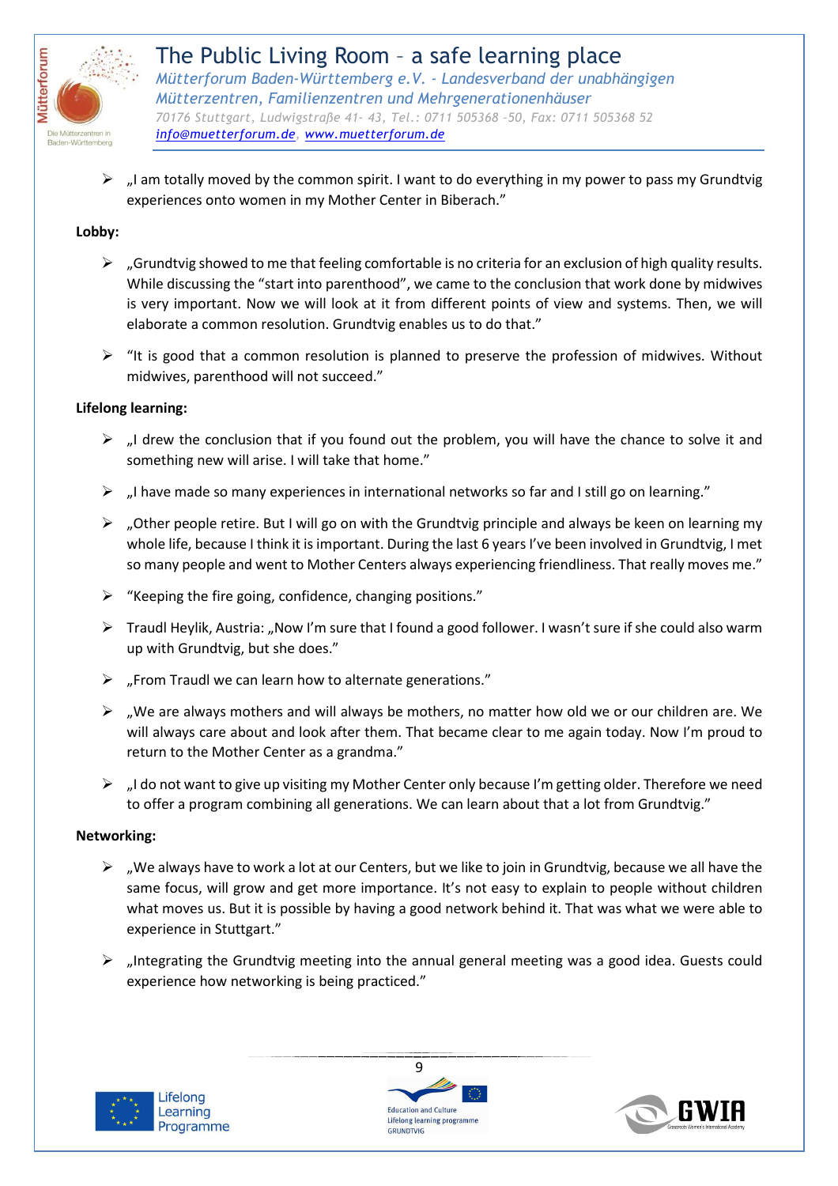- „I am totally moved by the common spirit. I want to do everything in my power to pass my Grundtvig experiences onto women in my Mother Center in Biberach."

**Lobby:**

- „Grundtvig showed to me that feeling comfortable is no criteria for an exclusion of high quality results. While discussing the "start into parenthood", we came to the conclusion that work done by midwives is very important. Now we will look at it from different points of view and systems. Then, we will elaborate a common resolution. Grundtvig enables us to do that."
- "It is good that a common resolution is planned to preserve the profession of midwives. Without midwives, parenthood will not succeed."

**Lifelong learning:**

- „I drew the conclusion that if you found out the problem, you will have the chance to solve it and something new will arise. I will take that home."
- „I have made so many experiences in international networks so far and I still go on learning."
- „Other people retire. But I will go on with the Grundtvig principle and always be keen on learning my whole life, because I think it is important. During the last 6 years I've been involved in Grundtvig, I met so many people and went to Mother Centers always experiencing friendliness. That really moves me."
- "Keeping the fire going, confidence, changing positions."
- Traudl Heylik, Austria: „Now I'm sure that I found a good follower. I wasn't sure if she could also warm up with Grundtvig, but she does."
- „From Traudl we can learn how to alternate generations."
- „We are always mothers and will always be mothers, no matter how old we or our children are. We will always care about and look after them. That became clear to me again today. Now I'm proud to return to the Mother Center as a grandma."
- „I do not want to give up visiting my Mother Center only because I'm getting older. Therefore we need to offer a program combining all generations. We can learn about that a lot from Grundtvig."

**Networking:**

- „We always have to work a lot at our Centers, but we like to join in Grundtvig, because we all have the same focus, will grow and get more importance. It's not easy to explain to people without children what moves us. But it is possible by having a good network behind it. That was what we were able to experience in Stuttgart."
- „Integrating the Grundtvig meeting into the annual general meeting was a good idea. Guests could experience how networking is being practiced."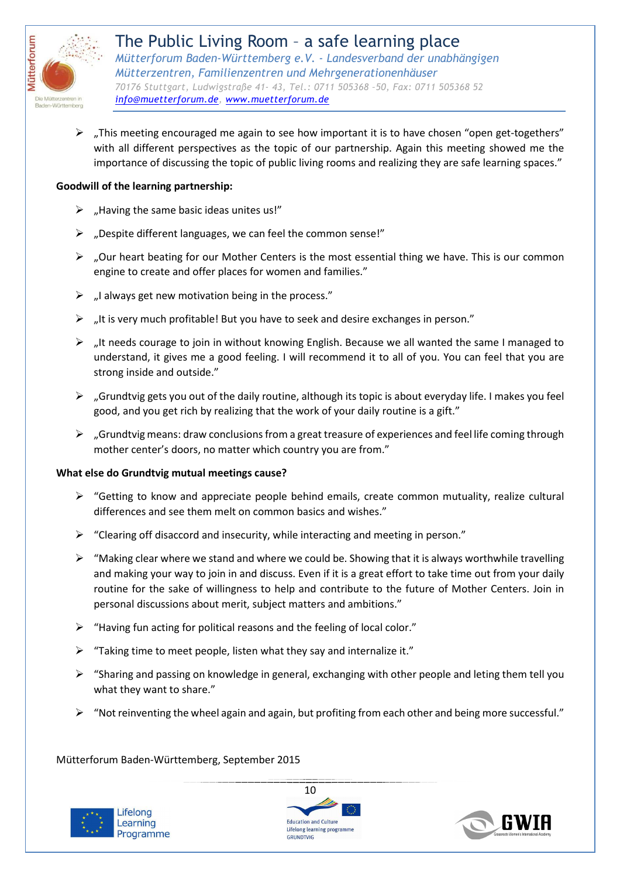- „This meeting encouraged me again to see how important it is to have chosen "open get-togethers" with all different perspectives as the topic of our partnership. Again this meeting showed me the importance of discussing the topic of public living rooms and realizing they are safe learning spaces."

**Goodwill of the learning partnership:**

- „Having the same basic ideas unites us!"
- „Despite different languages, we can feel the common sense!"
- „Our heart beating for our Mother Centers is the most essential thing we have. This is our common engine to create and offer places for women and families."
- „I always get new motivation being in the process."
- „It is very much profitable! But you have to seek and desire exchanges in person."
- „It needs courage to join in without knowing English. Because we all wanted the same I managed to understand, it gives me a good feeling. I will recommend it to all of you. You can feel that you are strong inside and outside."
- „Grundtvig gets you out of the daily routine, although its topic is about everyday life. I makes you feel good, and you get rich by realizing that the work of your daily routine is a gift."
- „Grundtvig means: draw conclusions from a great treasure of experiences and feel life coming through mother center's doors, no matter which country you are from."

**What else do Grundtvig mutual meetings cause?**

- "Getting to know and appreciate people behind emails, create common mutuality, realize cultural differences and see them melt on common basics and wishes."
- "Clearing off disaccord and insecurity, while interacting and meeting in person."
- "Making clear where we stand and where we could be. Showing that it is always worthwhile travelling and making your way to join in and discuss. Even if it is a great effort to take time out from your daily routine for the sake of willingness to help and contribute to the future of Mother Centers. Join in personal discussions about merit, subject matters and ambitions."
- "Having fun acting for political reasons and the feeling of local color."
- "Taking time to meet people, listen what they say and internalize it."
- "Sharing and passing on knowledge in general, exchanging with other people and leting them tell you what they want to share."
- "Not reinventing the wheel again and again, but profiting from each other and being more successful."

Mütterforum Baden-Württemberg, September 2015